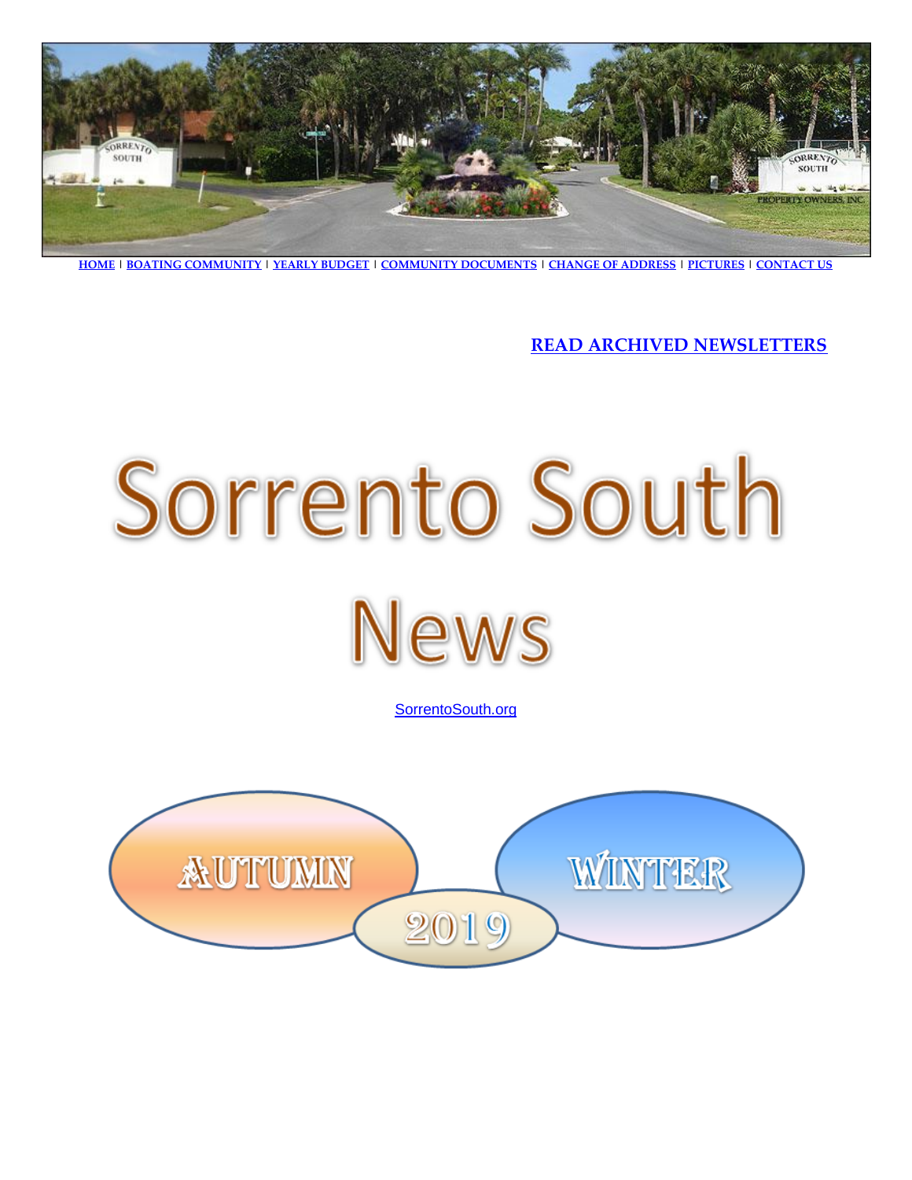HOME | BOATING COMMUNITY | YEARLY BUDGET | COMMUNITY DOCUMENTS | CHANGE OF ADDRESS | PICTURES | CONTACT US

**READ ARCHIVED NEWSLETTERS**

# Sorrento South News

SorrentoSouth.org

AUTUMN 2019 WINTER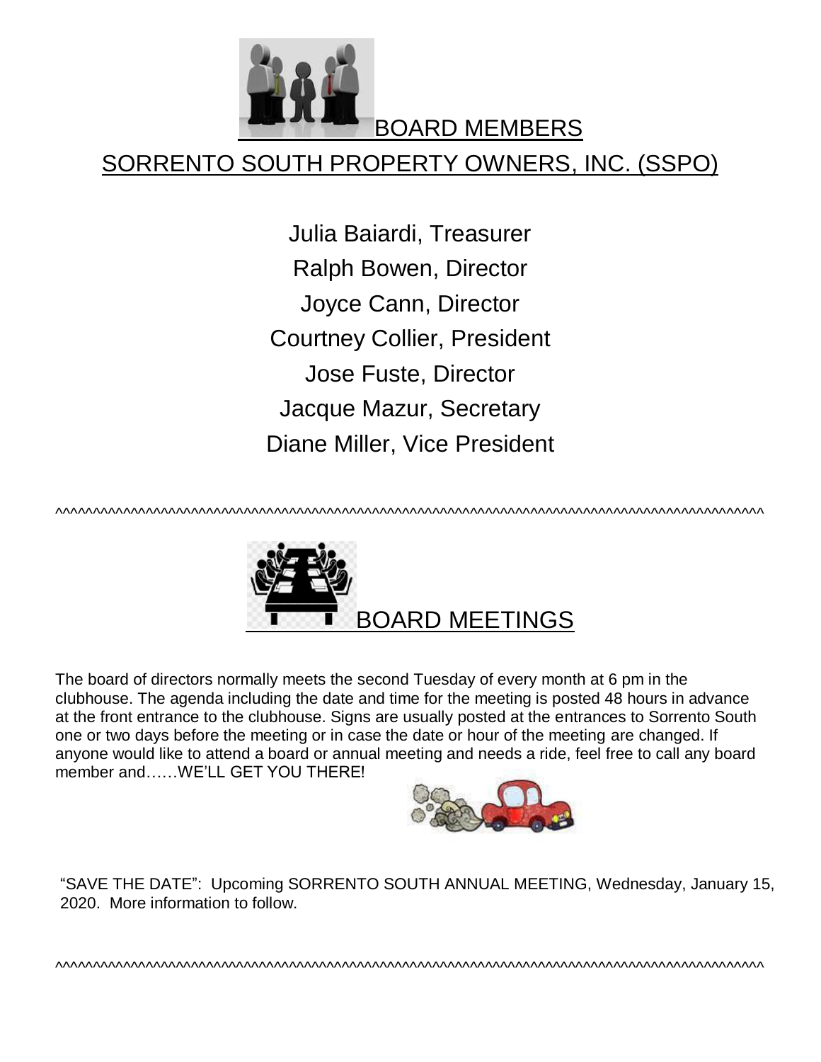## BOARD MEMBERS

## SORRENTO SOUTH PROPERTY OWNERS, INC. (SSPO)

Julia Baiardi, Treasurer

Ralph Bowen, Director

Joyce Cann, Director

Courtney Collier, President

Jose Fuste, Director

Jacque Mazur, Secretary

Diane Miller, Vice President

^^^^^^^^^^^^^^^^^^^^^^^^^^^^^^^^^^^^^^^^^^^^^^^^^^^^^^^^^^^^^^^^^^^^^^^^^^^^^^^^^^^^^^^^^^^^^^^^^^^

## BOARD MEETINGS

The board of directors normally meets the second Tuesday of every month at 6 pm in the clubhouse. The agenda including the date and time for the meeting is posted 48 hours in advance at the front entrance to the clubhouse. Signs are usually posted at the entrances to Sorrento South one or two days before the meeting or in case the date or hour of the meeting are changed. If anyone would like to attend a board or annual meeting and needs a ride, feel free to call any board member and……WE'LL GET YOU THERE!

"SAVE THE DATE": Upcoming SORRENTO SOUTH ANNUAL MEETING, Wednesday, January 15, 2020. More information to follow.

^^^^^^^^^^^^^^^^^^^^^^^^^^^^^^^^^^^^^^^^^^^^^^^^^^^^^^^^^^^^^^^^^^^^^^^^^^^^^^^^^^^^^^^^^^^^^^^^^^^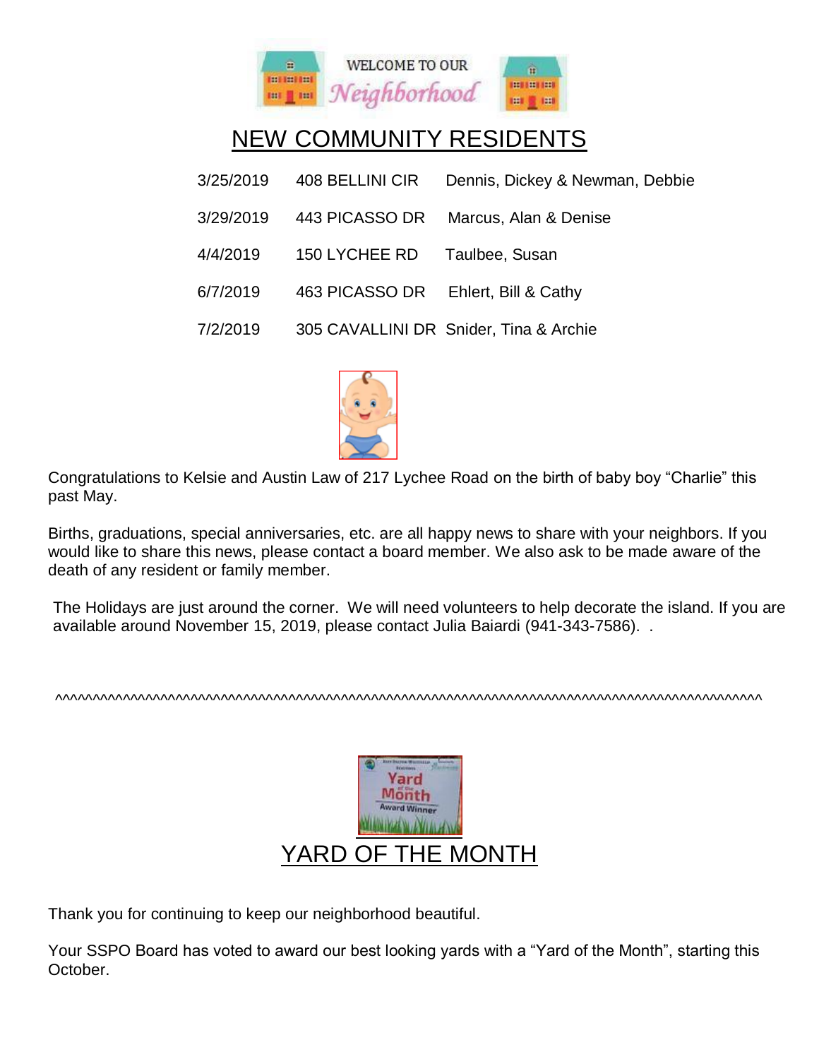WELCOME TO OUR *Neighborhood*

## NEW COMMUNITY RESIDENTS

| | | |
|---|---|---|
| 3/25/2019 | 408 BELLINI CIR | Dennis, Dickey & Newman, Debbie |
| 3/29/2019 | 443 PICASSO DR | Marcus, Alan & Denise |
| 4/4/2019 | 150 LYCHEE RD | Taulbee, Susan |
| 6/7/2019 | 463 PICASSO DR | Ehlert, Bill & Cathy |
| 7/2/2019 | 305 CAVALLINI DR | Snider, Tina & Archie |

Congratulations to Kelsie and Austin Law of 217 Lychee Road on the birth of baby boy "Charlie" this past May.

Births, graduations, special anniversaries, etc. are all happy news to share with your neighbors. If you would like to share this news, please contact a board member. We also ask to be made aware of the death of any resident or family member.

The Holidays are just around the corner. We will need volunteers to help decorate the island. If you are available around November 15, 2019, please contact Julia Baiardi (941-343-7586). .

^^^^^^^^^^^^^^^^^^^^^^^^^^^^^^^^^^^^^^^^^^^^^^^^^^^^^^^^^^^^^^^^^^^^^^^^^^^^^^^^^^^^^^^^^^^^^^^^^^^^^^^^^^^^^^^^^^

## YARD OF THE MONTH

Thank you for continuing to keep our neighborhood beautiful.

Your SSPO Board has voted to award our best looking yards with a "Yard of the Month", starting this October.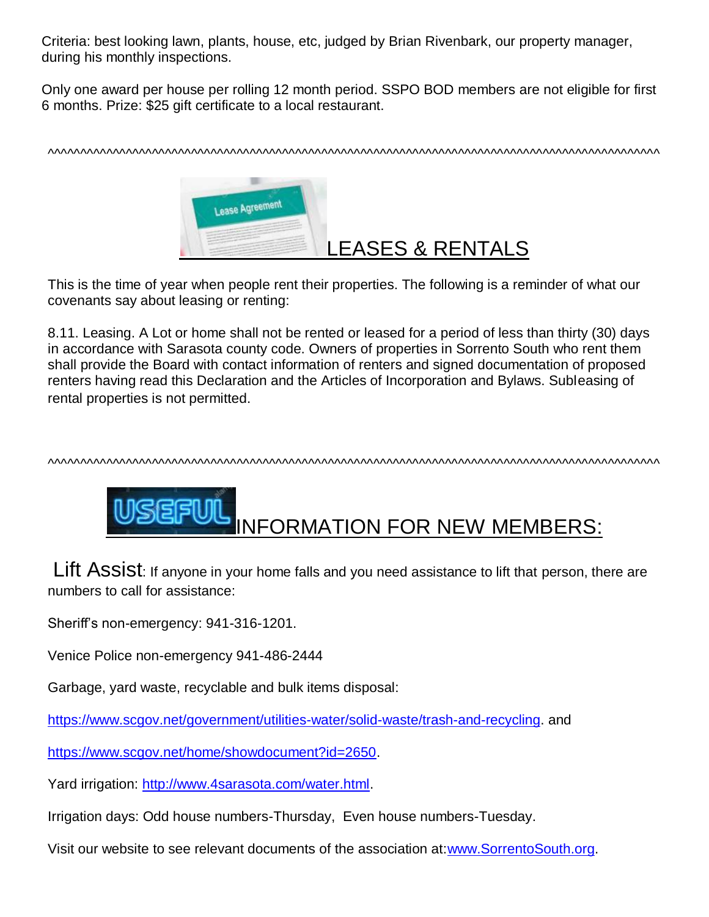Criteria: best looking lawn, plants, house, etc, judged by Brian Rivenbark, our property manager, during his monthly inspections.

Only one award per house per rolling 12 month period. SSPO BOD members are not eligible for first 6 months. Prize: $25 gift certificate to a local restaurant.

^^^^^^^^^^^^^^^^^^^^^^^^^^^^^^^^^^^^^^^^^^^^^^^^^^^^^^^^^^^^^^^^^^^^^^^^^^^^^^^^^^^^^^^^^^^^^^^^^^^^^^^^^^^^^^^^

## LEASES & RENTALS

This is the time of year when people rent their properties. The following is a reminder of what our covenants say about leasing or renting:

8.11. Leasing. A Lot or home shall not be rented or leased for a period of less than thirty (30) days in accordance with Sarasota county code. Owners of properties in Sorrento South who rent them shall provide the Board with contact information of renters and signed documentation of proposed renters having read this Declaration and the Articles of Incorporation and Bylaws. Subleasing of rental properties is not permitted.

^^^^^^^^^^^^^^^^^^^^^^^^^^^^^^^^^^^^^^^^^^^^^^^^^^^^^^^^^^^^^^^^^^^^^^^^^^^^^^^^^^^^^^^^^^^^^^^^^^^^^^^^^^^^^^^^

## USEFUL INFORMATION FOR NEW MEMBERS:

Lift Assist: If anyone in your home falls and you need assistance to lift that person, there are numbers to call for assistance:

Sheriff's non-emergency: 941-316-1201.

Venice Police non-emergency 941-486-2444

Garbage, yard waste, recyclable and bulk items disposal:

https://www.scgov.net/government/utilities-water/solid-waste/trash-and-recycling. and

https://www.scgov.net/home/showdocument?id=2650.

Yard irrigation: http://www.4sarasota.com/water.html.

Irrigation days: Odd house numbers-Thursday, Even house numbers-Tuesday.

Visit our website to see relevant documents of the association at:www.SorrentoSouth.org.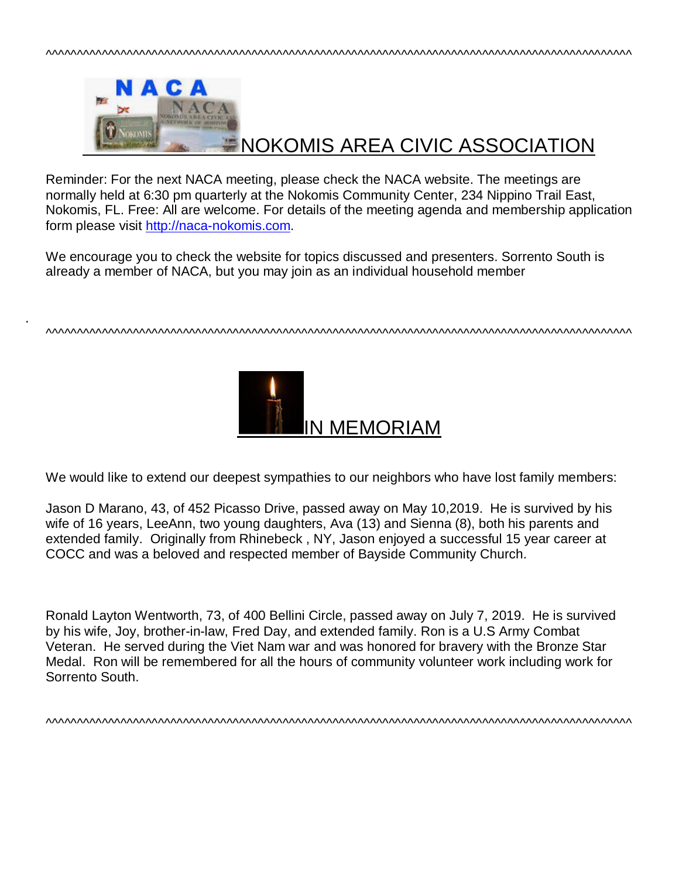^^^^^^^^^^^^^^^^^^^^^^^^^^^^^^^^^^^^^^^^^^^^^^^^^^^^^^^^^^^^^^^^^^^^^^^^^^^^^^^^^^^^^^^^^^^^^^^^^^

## NOKOMIS AREA CIVIC ASSOCIATION

Reminder: For the next NACA meeting, please check the NACA website. The meetings are normally held at 6:30 pm quarterly at the Nokomis Community Center, 234 Nippino Trail East, Nokomis, FL. Free: All are welcome. For details of the meeting agenda and membership application form please visit http://naca-nokomis.com.

We encourage you to check the website for topics discussed and presenters. Sorrento South is already a member of NACA, but you may join as an individual household member

.

^^^^^^^^^^^^^^^^^^^^^^^^^^^^^^^^^^^^^^^^^^^^^^^^^^^^^^^^^^^^^^^^^^^^^^^^^^^^^^^^^^^^^^^^^^^^^^^^^^

## IN MEMORIAM

We would like to extend our deepest sympathies to our neighbors who have lost family members:

Jason D Marano, 43, of 452 Picasso Drive, passed away on May 10,2019. He is survived by his wife of 16 years, LeeAnn, two young daughters, Ava (13) and Sienna (8), both his parents and extended family. Originally from Rhinebeck , NY, Jason enjoyed a successful 15 year career at COCC and was a beloved and respected member of Bayside Community Church.

Ronald Layton Wentworth, 73, of 400 Bellini Circle, passed away on July 7, 2019. He is survived by his wife, Joy, brother-in-law, Fred Day, and extended family. Ron is a U.S Army Combat Veteran. He served during the Viet Nam war and was honored for bravery with the Bronze Star Medal. Ron will be remembered for all the hours of community volunteer work including work for Sorrento South.

^^^^^^^^^^^^^^^^^^^^^^^^^^^^^^^^^^^^^^^^^^^^^^^^^^^^^^^^^^^^^^^^^^^^^^^^^^^^^^^^^^^^^^^^^^^^^^^^^^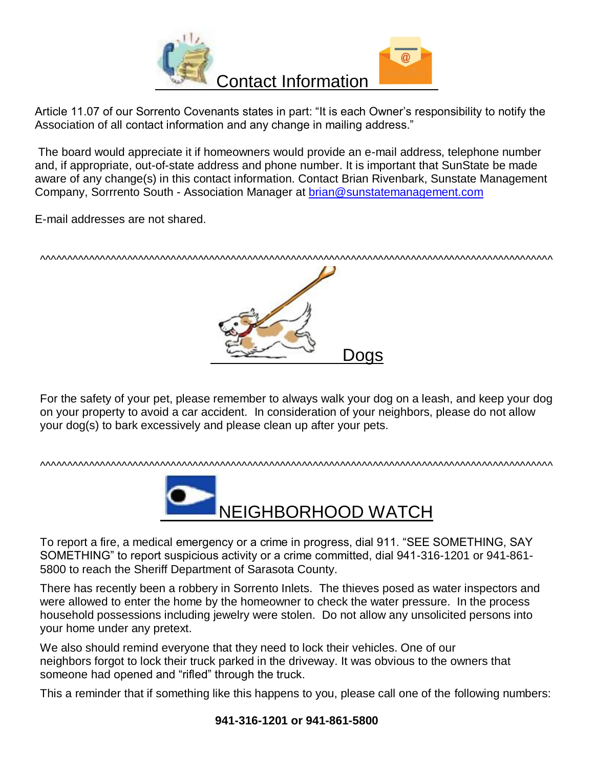## Contact Information

Article 11.07 of our Sorrento Covenants states in part: "It is each Owner's responsibility to notify the Association of all contact information and any change in mailing address."

The board would appreciate it if homeowners would provide an e-mail address, telephone number and, if appropriate, out-of-state address and phone number. It is important that SunState be made aware of any change(s) in this contact information. Contact Brian Rivenbark, Sunstate Management Company, Sorrrento South - Association Manager at [brian@sunstatemanagement.com](mailto:brian@sunstatemanagement.com)

E-mail addresses are not shared.

^^^^^^^^^^^^^^^^^^^^^^^^^^^^^^^^^^^^^^^^^^^^^^^^^^^^^^^^^^^^^^^^^^^^^^^^^^^^^^^^^^^^^^^^^^^^^^^^^^^^^^^^^

## Dogs

For the safety of your pet, please remember to always walk your dog on a leash, and keep your dog on your property to avoid a car accident. In consideration of your neighbors, please do not allow your dog(s) to bark excessively and please clean up after your pets.

^^^^^^^^^^^^^^^^^^^^^^^^^^^^^^^^^^^^^^^^^^^^^^^^^^^^^^^^^^^^^^^^^^^^^^^^^^^^^^^^^^^^^^^^^^^^^^^^^^^^^^^^^

## NEIGHBORHOOD WATCH

To report a fire, a medical emergency or a crime in progress, dial 911. "SEE SOMETHING, SAY SOMETHING" to report suspicious activity or a crime committed, dial 941-316-1201 or 941-861-5800 to reach the Sheriff Department of Sarasota County.

There has recently been a robbery in Sorrento Inlets. The thieves posed as water inspectors and were allowed to enter the home by the homeowner to check the water pressure. In the process household possessions including jewelry were stolen. Do not allow any unsolicited persons into your home under any pretext.

We also should remind everyone that they need to lock their vehicles. One of our neighbors forgot to lock their truck parked in the driveway. It was obvious to the owners that someone had opened and "rifled" through the truck.

This a reminder that if something like this happens to you, please call one of the following numbers:

**941-316-1201 or 941-861-5800**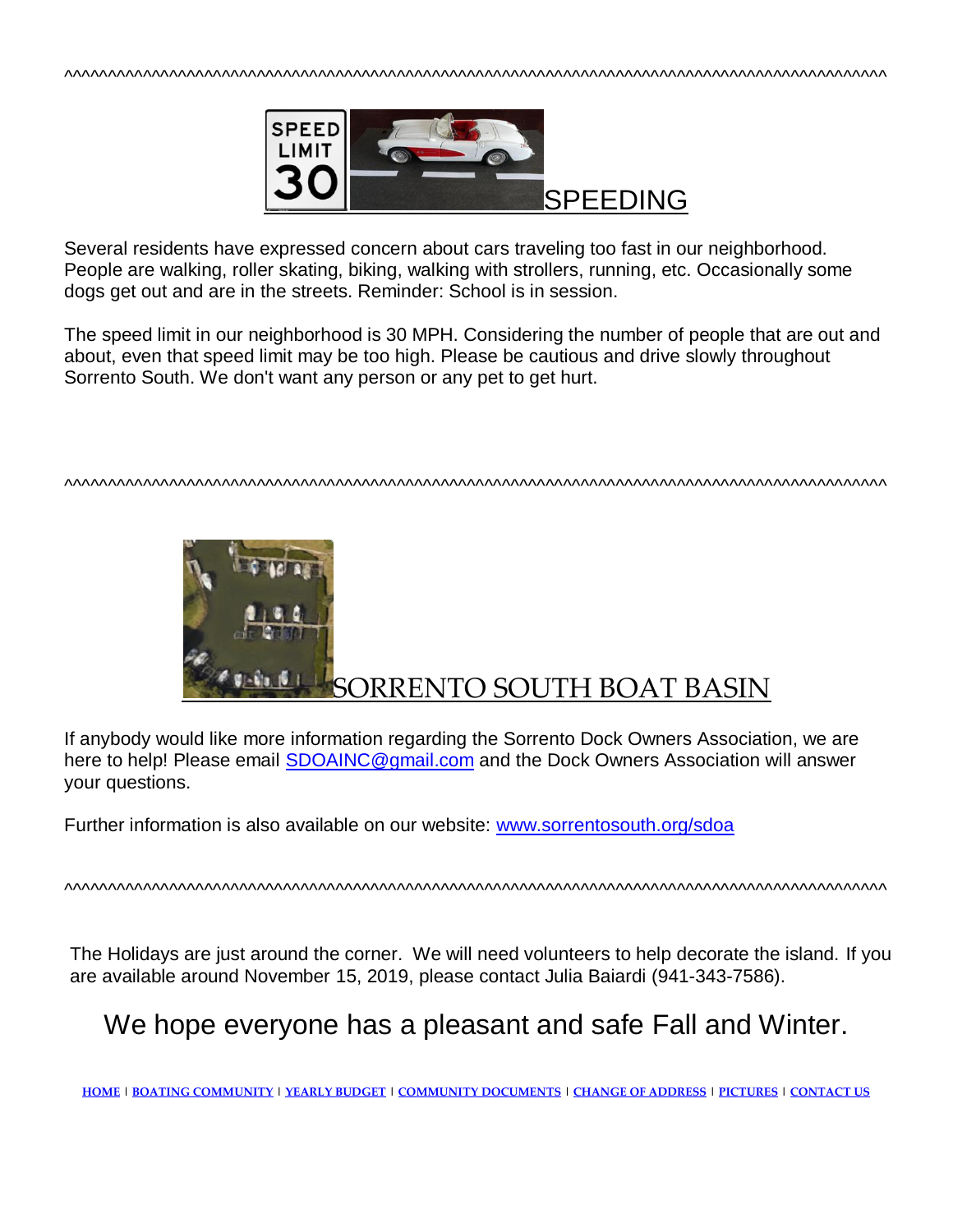^^^^^^^^^^^^^^^^^^^^^^^^^^^^^^^^^^^^^^^^^^^^^^^^^^^^^^^^^^^^^^^^^^^^^^^^^^^^^^^^^^^^^^^^^^^^^

## SPEEDING

Several residents have expressed concern about cars traveling too fast in our neighborhood. People are walking, roller skating, biking, walking with strollers, running, etc. Occasionally some dogs get out and are in the streets. Reminder: School is in session.

The speed limit in our neighborhood is 30 MPH. Considering the number of people that are out and about, even that speed limit may be too high. Please be cautious and drive slowly throughout Sorrento South. We don't want any person or any pet to get hurt.

^^^^^^^^^^^^^^^^^^^^^^^^^^^^^^^^^^^^^^^^^^^^^^^^^^^^^^^^^^^^^^^^^^^^^^^^^^^^^^^^^^^^^^^^^^^^^

## SORRENTO SOUTH BOAT BASIN

If anybody would like more information regarding the Sorrento Dock Owners Association, we are here to help! Please email SDOAINC@gmail.com and the Dock Owners Association will answer your questions.

Further information is also available on our website: www.sorrentosouth.org/sdoa

^^^^^^^^^^^^^^^^^^^^^^^^^^^^^^^^^^^^^^^^^^^^^^^^^^^^^^^^^^^^^^^^^^^^^^^^^^^^^^^^^^^^^^^^^^^^^

The Holidays are just around the corner. We will need volunteers to help decorate the island. If you are available around November 15, 2019, please contact Julia Baiardi (941-343-7586).

### We hope everyone has a pleasant and safe Fall and Winter.

HOME | BOATING COMMUNITY | YEARLY BUDGET | COMMUNITY DOCUMENTS | CHANGE OF ADDRESS | PICTURES | CONTACT US